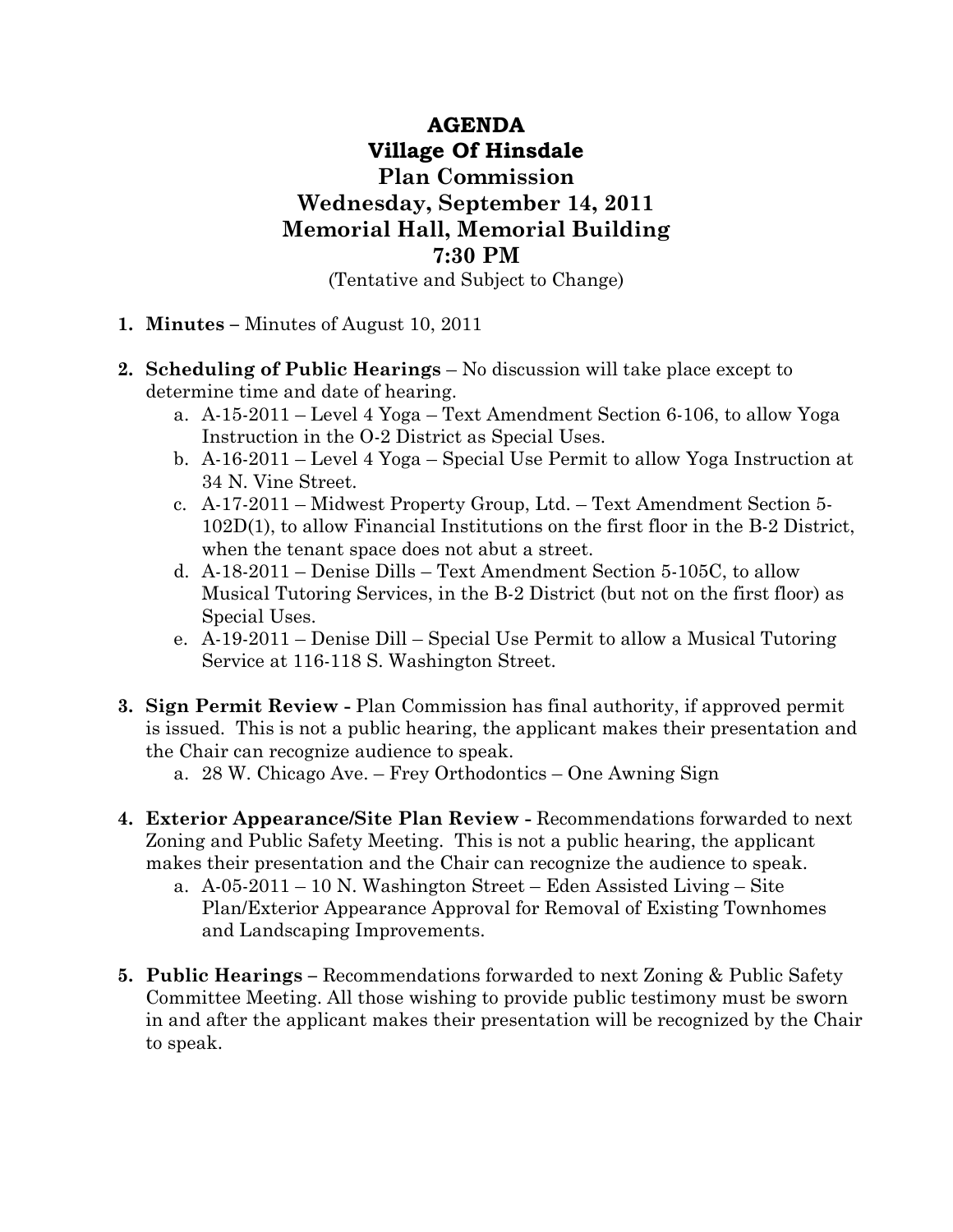# AGENDA
# Village Of Hinsdale
# Plan Commission
# Wednesday, September 14, 2011
# Memorial Hall, Memorial Building
# 7:30 PM

(Tentative and Subject to Change)

1. **Minutes** – Minutes of August 10, 2011

2. **Scheduling of Public Hearings** – No discussion will take place except to determine time and date of hearing.
   a. A-15-2011 – Level 4 Yoga – Text Amendment Section 6-106, to allow Yoga Instruction in the O-2 District as Special Uses.
   b. A-16-2011 – Level 4 Yoga – Special Use Permit to allow Yoga Instruction at 34 N. Vine Street.
   c. A-17-2011 – Midwest Property Group, Ltd. – Text Amendment Section 5-102D(1), to allow Financial Institutions on the first floor in the B-2 District, when the tenant space does not abut a street.
   d. A-18-2011 – Denise Dills – Text Amendment Section 5-105C, to allow Musical Tutoring Services, in the B-2 District (but not on the first floor) as Special Uses.
   e. A-19-2011 – Denise Dill – Special Use Permit to allow a Musical Tutoring Service at 116-118 S. Washington Street.

3. **Sign Permit Review -** Plan Commission has final authority, if approved permit is issued. This is not a public hearing, the applicant makes their presentation and the Chair can recognize audience to speak.
   a. 28 W. Chicago Ave. – Frey Orthodontics – One Awning Sign

4. **Exterior Appearance/Site Plan Review -** Recommendations forwarded to next Zoning and Public Safety Meeting. This is not a public hearing, the applicant makes their presentation and the Chair can recognize the audience to speak.
   a. A-05-2011 – 10 N. Washington Street – Eden Assisted Living – Site Plan/Exterior Appearance Approval for Removal of Existing Townhomes and Landscaping Improvements.

5. **Public Hearings –** Recommendations forwarded to next Zoning & Public Safety Committee Meeting. All those wishing to provide public testimony must be sworn in and after the applicant makes their presentation will be recognized by the Chair to speak.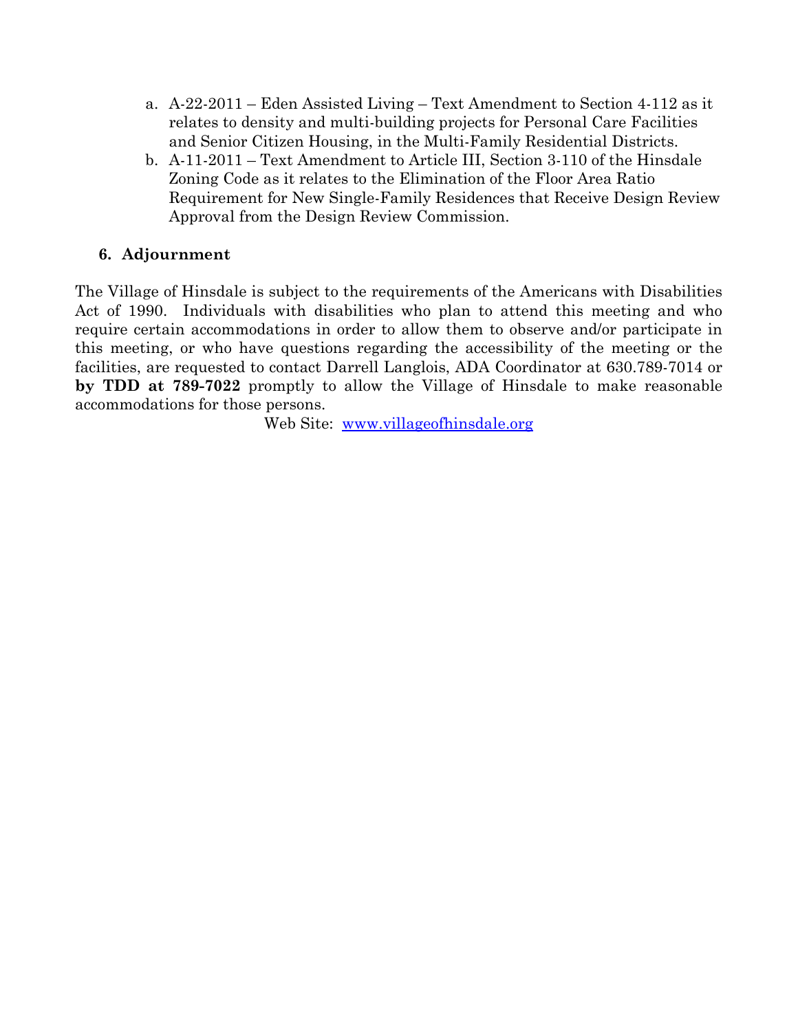a. A-22-2011 – Eden Assisted Living – Text Amendment to Section 4-112 as it relates to density and multi-building projects for Personal Care Facilities and Senior Citizen Housing, in the Multi-Family Residential Districts.
b. A-11-2011 – Text Amendment to Article III, Section 3-110 of the Hinsdale Zoning Code as it relates to the Elimination of the Floor Area Ratio Requirement for New Single-Family Residences that Receive Design Review Approval from the Design Review Commission.

**6. Adjournment**

The Village of Hinsdale is subject to the requirements of the Americans with Disabilities Act of 1990. Individuals with disabilities who plan to attend this meeting and who require certain accommodations in order to allow them to observe and/or participate in this meeting, or who have questions regarding the accessibility of the meeting or the facilities, are requested to contact Darrell Langlois, ADA Coordinator at 630.789-7014 or **by TDD at 789-7022** promptly to allow the Village of Hinsdale to make reasonable accommodations for those persons.

Web Site: [www.villageofhinsdale.org](http://www.villageofhinsdale.org)